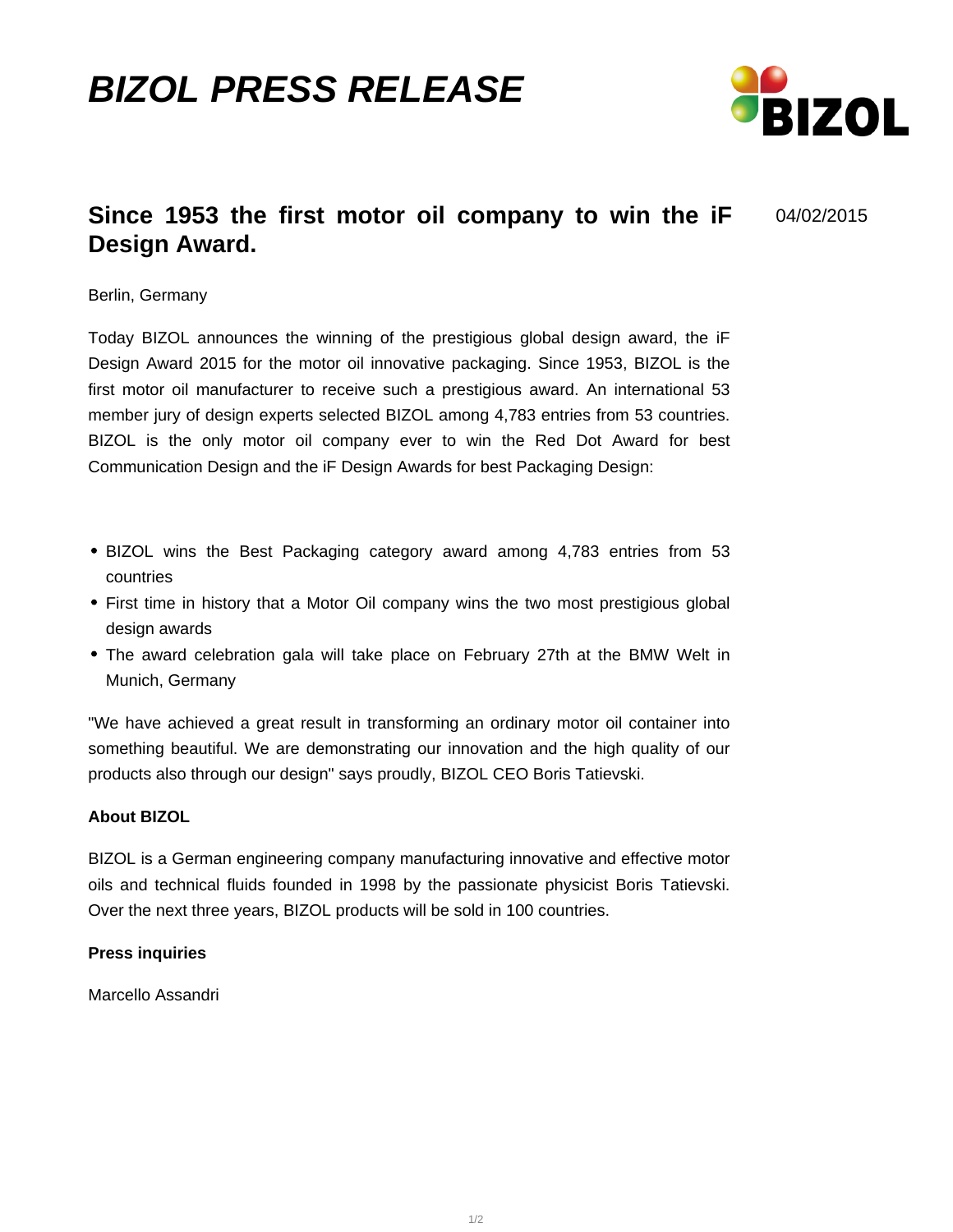# BIZOL PRESS RELEASE

## Since 1953 the first motor oil company to win the iF Design Award.

04/02/2015

Berlin, Germany

Today BIZOL announces the winning of the prestigious global design award, the iF Design Award 2015 for the motor oil innovative packaging. Since 1953, BIZOL is the first motor oil manufacturer to receive such a prestigious award. An international 53 member jury of design experts selected BIZOL among 4,783 entries from 53 countries. BIZOL is the only motor oil company ever to win the Red Dot Award for best Communication Design and the iF Design Awards for best Packaging Design:

- BIZOL wins the Best Packaging category award among 4,783 entries from 53 countries
- First time in history that a Motor Oil company wins the two most prestigious global design awards
- The award celebration gala will take place on February 27th at the BMW Welt in Munich, Germany

"We have achieved a great result in transforming an ordinary motor oil container into something beautiful. We are demonstrating our innovation and the high quality of our products also through our design" says proudly, BIZOL CEO Boris Tatievski.

**About BIZOL**

BIZOL is a German engineering company manufacturing innovative and effective motor oils and technical fluids founded in 1998 by the passionate physicist Boris Tatievski. Over the next three years, BIZOL products will be sold in 100 countries.

**Press inquiries**

Marcello Assandri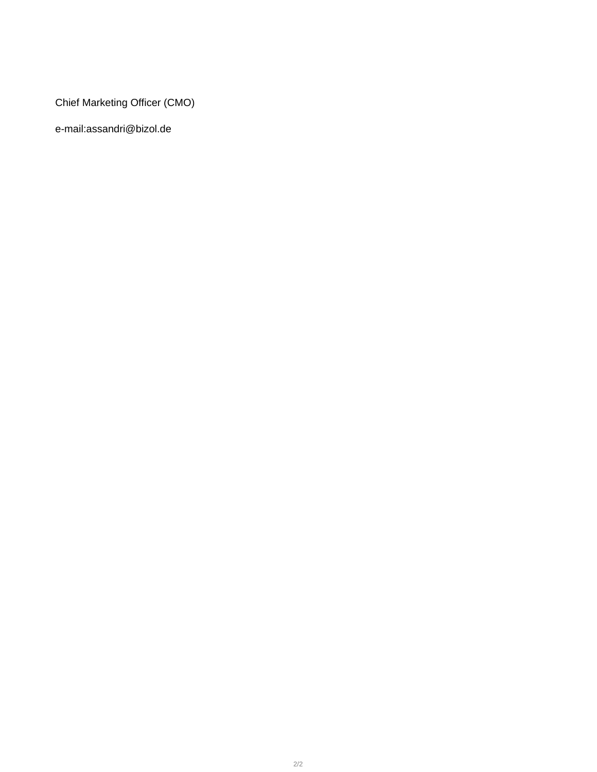Chief Marketing Officer (CMO)

e-mail:assandri@bizol.de